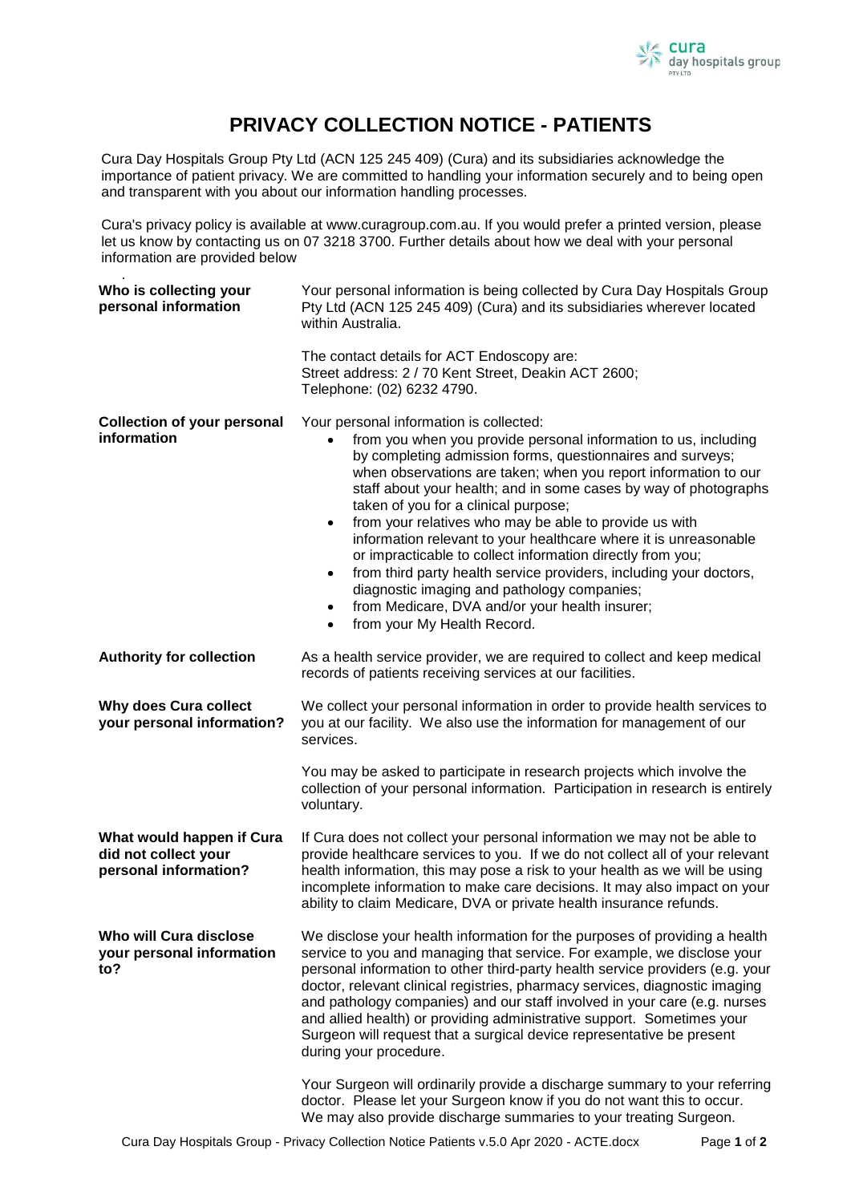# PRIVACY COLLECTION NOTICE - PATIENTS

Cura Day Hospitals Group Pty Ltd (ACN 125 245 409) (Cura) and its subsidiaries acknowledge the importance of patient privacy. We are committed to handling your information securely and to being open and transparent with you about our information handling processes.

Cura's privacy policy is available at www.curagroup.com.au. If you would prefer a printed version, please let us know by contacting us on 07 3218 3700. Further details about how we deal with your personal information are provided below

.

| | |
|---|---|
| **Who is collecting your personal information** | Your personal information is being collected by Cura Day Hospitals Group Pty Ltd (ACN 125 245 409) (Cura) and its subsidiaries wherever located within Australia.<br><br>The contact details for ACT Endoscopy are:<br>Street address: 2 / 70 Kent Street, Deakin ACT 2600;<br>Telephone: (02) 6232 4790. |
| **Collection of your personal information** | Your personal information is collected:<br>• from you when you provide personal information to us, including by completing admission forms, questionnaires and surveys; when observations are taken; when you report information to our staff about your health; and in some cases by way of photographs taken of you for a clinical purpose;<br>• from your relatives who may be able to provide us with information relevant to your healthcare where it is unreasonable or impracticable to collect information directly from you;<br>• from third party health service providers, including your doctors, diagnostic imaging and pathology companies;<br>• from Medicare, DVA and/or your health insurer;<br>• from your My Health Record. |
| **Authority for collection** | As a health service provider, we are required to collect and keep medical records of patients receiving services at our facilities. |
| **Why does Cura collect your personal information?** | We collect your personal information in order to provide health services to you at our facility. We also use the information for management of our services.<br><br>You may be asked to participate in research projects which involve the collection of your personal information. Participation in research is entirely voluntary. |
| **What would happen if Cura did not collect your personal information?** | If Cura does not collect your personal information we may not be able to provide healthcare services to you. If we do not collect all of your relevant health information, this may pose a risk to your health as we will be using incomplete information to make care decisions. It may also impact on your ability to claim Medicare, DVA or private health insurance refunds. |
| **Who will Cura disclose your personal information to?** | We disclose your health information for the purposes of providing a health service to you and managing that service. For example, we disclose your personal information to other third-party health service providers (e.g. your doctor, relevant clinical registries, pharmacy services, diagnostic imaging and pathology companies) and our staff involved in your care (e.g. nurses and allied health) or providing administrative support. Sometimes your Surgeon will request that a surgical device representative be present during your procedure.<br><br>Your Surgeon will ordinarily provide a discharge summary to your referring doctor. Please let your Surgeon know if you do not want this to occur. We may also provide discharge summaries to your treating Surgeon. |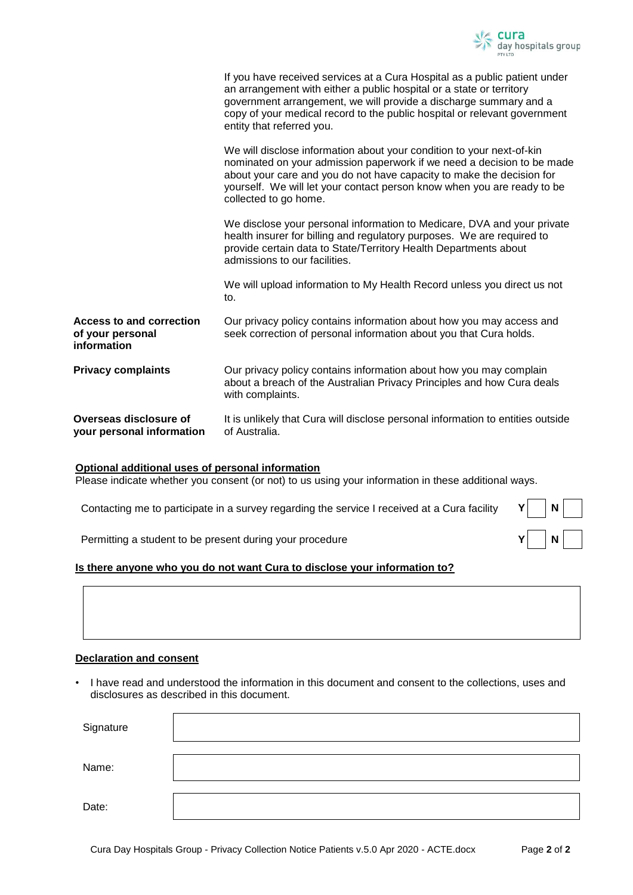| | |
|---|---|
| | If you have received services at a Cura Hospital as a public patient under an arrangement with either a public hospital or a state or territory government arrangement, we will provide a discharge summary and a copy of your medical record to the public hospital or relevant government entity that referred you. |
| | We will disclose information about your condition to your next-of-kin nominated on your admission paperwork if we need a decision to be made about your care and you do not have capacity to make the decision for yourself. We will let your contact person know when you are ready to be collected to go home. |
| | We disclose your personal information to Medicare, DVA and your private health insurer for billing and regulatory purposes. We are required to provide certain data to State/Territory Health Departments about admissions to our facilities. |
| | We will upload information to My Health Record unless you direct us not to. |
| **Access to and correction of your personal information** | Our privacy policy contains information about how you may access and seek correction of personal information about you that Cura holds. |
| **Privacy complaints** | Our privacy policy contains information about how you may complain about a breach of the Australian Privacy Principles and how Cura deals with complaints. |
| **Overseas disclosure of your personal information** | It is unlikely that Cura will disclose personal information to entities outside of Australia. |

**Optional additional uses of personal information**

Please indicate whether you consent (or not) to us using your information in these additional ways.

| | Y | N |
|---|---|---|
| Contacting me to participate in a survey regarding the service I received at a Cura facility | | |
| Permitting a student to be present during your procedure | | |

**Is there anyone who you do not want Cura to disclose your information to?**

| |
|---|
| |

**Declaration and consent**

- I have read and understood the information in this document and consent to the collections, uses and disclosures as described in this document.

| | |
|---|---|
| Signature | |
| Name: | |
| Date: | |